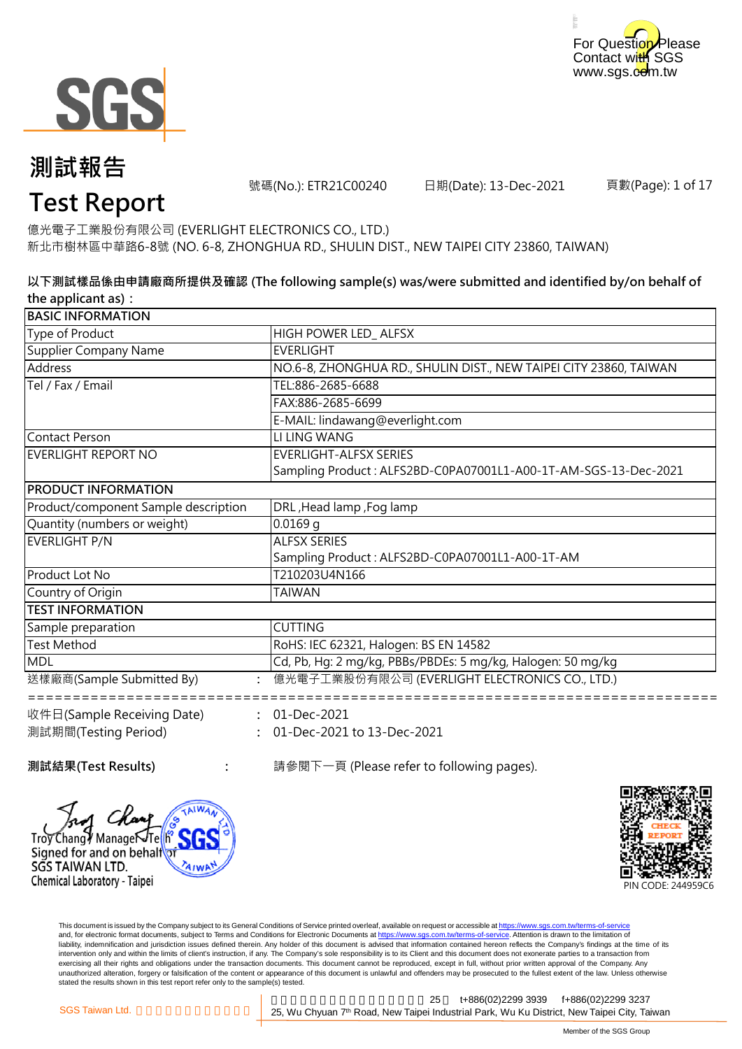# 測試報告

# Test Report

號碼(No.): ETR21C00240　　日期(Date): 13-Dec-2021

億光電子工業股份有限公司 (EVERLIGHT ELECTRONICS CO., LTD.)
新北市樹林區中華路6-8號 (NO. 6-8, ZHONGHUA RD., SHULIN DIST., NEW TAIPEI CITY 23860, TAIWAN)

**以下測試樣品係由申請廠商所提供及確認 (The following sample(s) was/were submitted and identified by/on behalf of the applicant as)：**

| BASIC INFORMATION | |
|---|---|
| Type of Product | HIGH POWER LED_ ALFSX |
| Supplier Company Name | EVERLIGHT |
| Address | NO.6-8, ZHONGHUA RD., SHULIN DIST., NEW TAIPEI CITY 23860, TAIWAN |
| Tel / Fax / Email | TEL:886-2685-6688 |
| | FAX:886-2685-6699 |
| | E-MAIL: lindawang@everlight.com |
| Contact Person | LI LING WANG |
| EVERLIGHT REPORT NO | EVERLIGHT-ALFSX SERIES<br>Sampling Product : ALFS2BD-C0PA07001L1-A00-1T-AM-SGS-13-Dec-2021 |
| **PRODUCT INFORMATION** | |
| Product/component Sample description | DRL ,Head lamp ,Fog lamp |
| Quantity (numbers or weight) | 0.0169 g |
| EVERLIGHT P/N | ALFSX SERIES<br>Sampling Product : ALFS2BD-C0PA07001L1-A00-1T-AM |
| Product Lot No | T210203U4N166 |
| Country of Origin | TAIWAN |
| **TEST INFORMATION** | |
| Sample preparation | CUTTING |
| Test Method | RoHS: IEC 62321, Halogen: BS EN 14582 |
| MDL | Cd, Pb, Hg: 2 mg/kg, PBBs/PBDEs: 5 mg/kg, Halogen: 50 mg/kg |

送樣廠商(Sample Submitted By)　：　億光電子工業股份有限公司 (EVERLIGHT ELECTRONICS CO., LTD.)

===========================================================================

收件日(Sample Receiving Date)　：　01-Dec-2021

測試期間(Testing Period)　：　01-Dec-2021 to 13-Dec-2021

**測試結果(Test Results)**　：　請參閱下一頁 (Please refer to following pages).

Troy Chang / Manager Tech
Signed for and on behalf of
SGS TAIWAN LTD.
Chemical Laboratory - Taipei

CHECK REPORT
PIN CODE: 244959C6

This document is issued by the Company subject to its General Conditions of Service printed overleaf, available on request or accessible at https://www.sgs.com.tw/terms-of-service and, for electronic format documents, subject to Terms and Conditions for Electronic Documents at https://www.sgs.com.tw/terms-of-service. Attention is drawn to the limitation of liability, indemnification and jurisdiction issues defined therein. Any holder of this document is advised that information contained hereon reflects the Company's findings at the time of its intervention only and within the limits of client's instruction, if any. The Company's sole responsibility is to its Client and this document does not exonerate parties to a transaction from exercising all their rights and obligations under the transaction documents. This document cannot be reproduced, except in full, without prior written approval of the Company. Any unauthorized alteration, forgery or falsification of the content or appearance of this document is unlawful and offenders may be prosecuted to the fullest extent of the law. Unless otherwise stated the results shown in this test report refer only to the sample(s) tested.

SGS Taiwan Ltd.　25, Wu Chyuan 7th Road, New Taipei Industrial Park, Wu Ku District, New Taipei City, Taiwan　t+886(02)2299 3939　f+886(02)2299 3237

Member of the SGS Group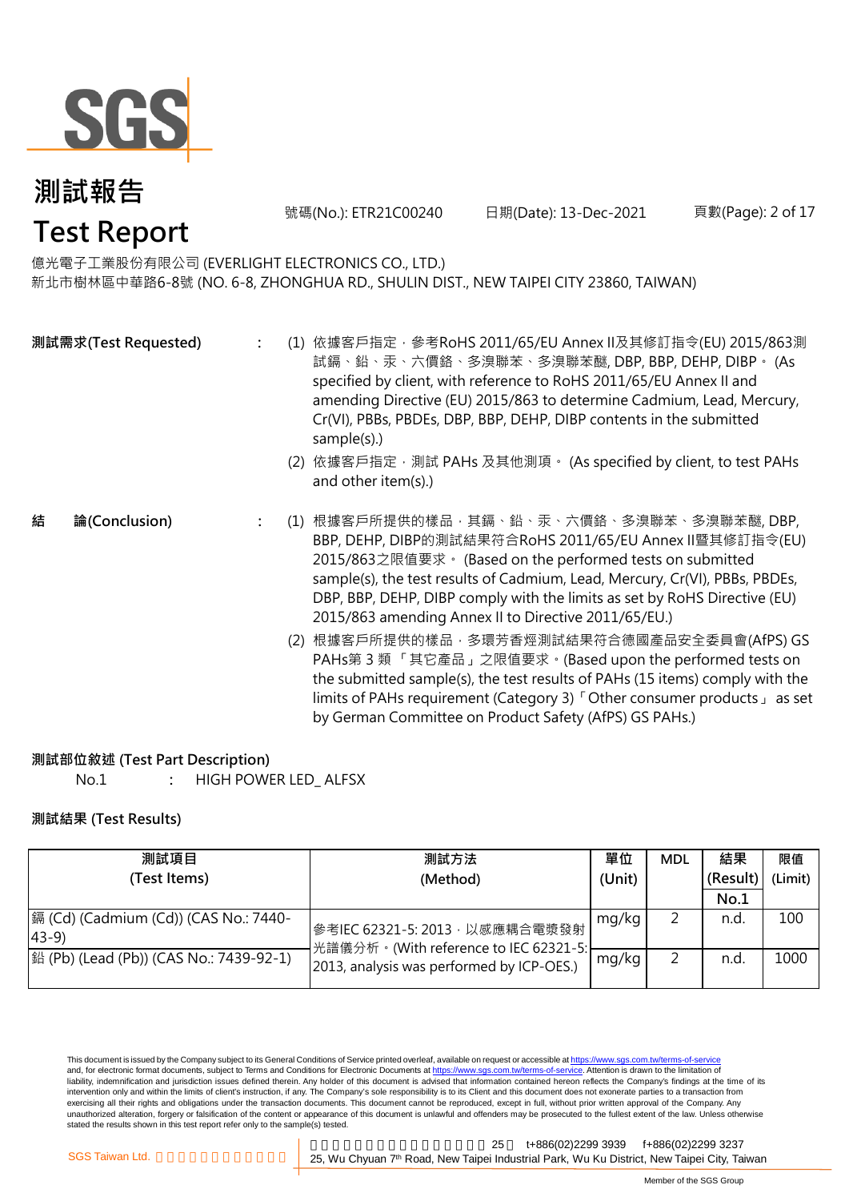# 測試報告
# Test Report

號碼(No.): ETR21C00240　　日期(Date): 13-Dec-2021

億光電子工業股份有限公司 (EVERLIGHT ELECTRONICS CO., LTD.)
新北市樹林區中華路6-8號 (NO. 6-8, ZHONGHUA RD., SHULIN DIST., NEW TAIPEI CITY 23860, TAIWAN)

**測試需求(Test Requested)** :

(1) 依據客戶指定，參考RoHS 2011/65/EU Annex II及其修訂指令(EU) 2015/863測試鎘、鉛、汞、六價鉻、多溴聯苯、多溴聯苯醚, DBP, BBP, DEHP, DIBP。 (As specified by client, with reference to RoHS 2011/65/EU Annex II and amending Directive (EU) 2015/863 to determine Cadmium, Lead, Mercury, Cr(VI), PBBs, PBDEs, DBP, BBP, DEHP, DIBP contents in the submitted sample(s).)

(2) 依據客戶指定，測試 PAHs 及其他測項。 (As specified by client, to test PAHs and other item(s).)

**結　論(Conclusion)** :

(1) 根據客戶所提供的樣品，其鎘、鉛、汞、六價鉻、多溴聯苯、多溴聯苯醚, DBP, BBP, DEHP, DIBP的測試結果符合RoHS 2011/65/EU Annex II暨其修訂指令(EU) 2015/863之限值要求。 (Based on the performed tests on submitted sample(s), the test results of Cadmium, Lead, Mercury, Cr(VI), PBBs, PBDEs, DBP, BBP, DEHP, DIBP comply with the limits as set by RoHS Directive (EU) 2015/863 amending Annex II to Directive 2011/65/EU.)

(2) 根據客戶所提供的樣品，多環芳香烴測試結果符合德國產品安全委員會(AfPS) GS PAHs第 3 類 「其它產品」之限值要求。(Based upon the performed tests on the submitted sample(s), the test results of PAHs (15 items) comply with the limits of PAHs requirement (Category 3)「Other consumer products」 as set by German Committee on Product Safety (AfPS) GS PAHs.)

**測試部位敘述 (Test Part Description)**

No.1　：　HIGH POWER LED_ ALFSX

**測試結果 (Test Results)**

| 測試項目 (Test Items) | 測試方法 (Method) | 單位 (Unit) | MDL | 結果 (Result) No.1 | 限值 (Limit) |
|---|---|---|---|---|---|
| 鎘 (Cd) (Cadmium (Cd)) (CAS No.: 7440-43-9) | 參考IEC 62321-5: 2013，以感應耦合電漿發射光譜儀分析。(With reference to IEC 62321-5: 2013, analysis was performed by ICP-OES.) | mg/kg | 2 | n.d. | 100 |
| 鉛 (Pb) (Lead (Pb)) (CAS No.: 7439-92-1) | | mg/kg | 2 | n.d. | 1000 |

This document is issued by the Company subject to its General Conditions of Service printed overleaf, available on request or accessible at https://www.sgs.com.tw/terms-of-service and, for electronic format documents, subject to Terms and Conditions for Electronic Documents at https://www.sgs.com.tw/terms-of-service. Attention is drawn to the limitation of liability, indemnification and jurisdiction issues defined therein. Any holder of this document is advised that information contained hereon reflects the Company's findings at the time of its intervention only and within the limits of client's instruction, if any. The Company's sole responsibility is to its Client and this document does not exonerate parties to a transaction from exercising all their rights and obligations under the transaction documents. This document cannot be reproduced, except in full, without prior written approval of the Company. Any unauthorized alteration, forgery or falsification of the content or appearance of this document is unlawful and offenders may be prosecuted to the fullest extent of the law. Unless otherwise stated the results shown in this test report refer only to the sample(s) tested.

SGS Taiwan Ltd. 25, Wu Chyuan 7th Road, New Taipei Industrial Park, Wu Ku District, New Taipei City, Taiwan t+886(02)2299 3939 f+886(02)2299 3237

Member of the SGS Group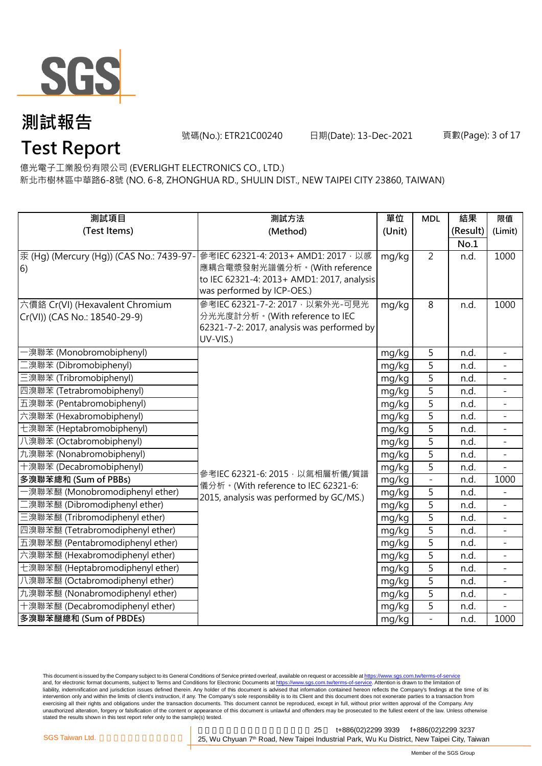# 測試報告

# Test Report

號碼(No.): ETR21C00240 日期(Date): 13-Dec-2021

億光電子工業股份有限公司 (EVERLIGHT ELECTRONICS CO., LTD.)
新北市樹林區中華路6-8號 (NO. 6-8, ZHONGHUA RD., SHULIN DIST., NEW TAIPEI CITY 23860, TAIWAN)

| 測試項目 (Test Items) | 測試方法 (Method) | 單位 (Unit) | MDL | 結果 (Result) No.1 | 限值 (Limit) |
|---|---|---|---|---|---|
| 汞 (Hg) (Mercury (Hg)) (CAS No.: 7439-97-6) | 參考IEC 62321-4: 2013+ AMD1: 2017，以感應耦合電漿發射光譜儀分析。(With reference to IEC 62321-4: 2013+ AMD1: 2017, analysis was performed by ICP-OES.) | mg/kg | 2 | n.d. | 1000 |
| 六價鉻 Cr(VI) (Hexavalent Chromium Cr(VI)) (CAS No.: 18540-29-9) | 參考IEC 62321-7-2: 2017，以紫外光-可見光分光光度計分析。(With reference to IEC 62321-7-2: 2017, analysis was performed by UV-VIS.) | mg/kg | 8 | n.d. | 1000 |
| 一溴聯苯 (Monobromobiphenyl) | 參考IEC 62321-6: 2015，以氣相層析儀/質譜儀分析。(With reference to IEC 62321-6: 2015, analysis was performed by GC/MS.) | mg/kg | 5 | n.d. | - |
| 二溴聯苯 (Dibromobiphenyl) | | mg/kg | 5 | n.d. | - |
| 三溴聯苯 (Tribromobiphenyl) | | mg/kg | 5 | n.d. | - |
| 四溴聯苯 (Tetrabromobiphenyl) | | mg/kg | 5 | n.d. | - |
| 五溴聯苯 (Pentabromobiphenyl) | | mg/kg | 5 | n.d. | - |
| 六溴聯苯 (Hexabromobiphenyl) | | mg/kg | 5 | n.d. | - |
| 七溴聯苯 (Heptabromobiphenyl) | | mg/kg | 5 | n.d. | - |
| 八溴聯苯 (Octabromobiphenyl) | | mg/kg | 5 | n.d. | - |
| 九溴聯苯 (Nonabromobiphenyl) | | mg/kg | 5 | n.d. | - |
| 十溴聯苯 (Decabromobiphenyl) | | mg/kg | 5 | n.d. | - |
| **多溴聯苯總和 (Sum of PBBs)** | | mg/kg | - | n.d. | 1000 |
| 一溴聯苯醚 (Monobromodiphenyl ether) | | mg/kg | 5 | n.d. | - |
| 二溴聯苯醚 (Dibromodiphenyl ether) | | mg/kg | 5 | n.d. | - |
| 三溴聯苯醚 (Tribromodiphenyl ether) | | mg/kg | 5 | n.d. | - |
| 四溴聯苯醚 (Tetrabromodiphenyl ether) | | mg/kg | 5 | n.d. | - |
| 五溴聯苯醚 (Pentabromodiphenyl ether) | | mg/kg | 5 | n.d. | - |
| 六溴聯苯醚 (Hexabromodiphenyl ether) | | mg/kg | 5 | n.d. | - |
| 七溴聯苯醚 (Heptabromodiphenyl ether) | | mg/kg | 5 | n.d. | - |
| 八溴聯苯醚 (Octabromodiphenyl ether) | | mg/kg | 5 | n.d. | - |
| 九溴聯苯醚 (Nonabromodiphenyl ether) | | mg/kg | 5 | n.d. | - |
| 十溴聯苯醚 (Decabromodiphenyl ether) | | mg/kg | 5 | n.d. | - |
| **多溴聯苯醚總和 (Sum of PBDEs)** | | mg/kg | - | n.d. | 1000 |

This document is issued by the Company subject to its General Conditions of Service printed overleaf, available on request or accessible at https://www.sgs.com.tw/terms-of-service and, for electronic format documents, subject to Terms and Conditions for Electronic Documents at https://www.sgs.com.tw/terms-of-service. Attention is drawn to the limitation of liability, indemnification and jurisdiction issues defined therein. Any holder of this document is advised that information contained hereon reflects the Company's findings at the time of its intervention only and within the limits of client's instruction, if any. The Company's sole responsibility is to its Client and this document does not exonerate parties to a transaction from exercising all their rights and obligations under the transaction documents. This document cannot be reproduced, except in full, without prior written approval of the Company. Any unauthorized alteration, forgery or falsification of the content or appearance of this document is unlawful and offenders may be prosecuted to the fullest extent of the law. Unless otherwise stated the results shown in this test report refer only to the sample(s) tested.

SGS Taiwan Ltd. 25 t+886(02)2299 3939 f+886(02)2299 3237
25, Wu Chyuan 7th Road, New Taipei Industrial Park, Wu Ku District, New Taipei City, Taiwan

Member of the SGS Group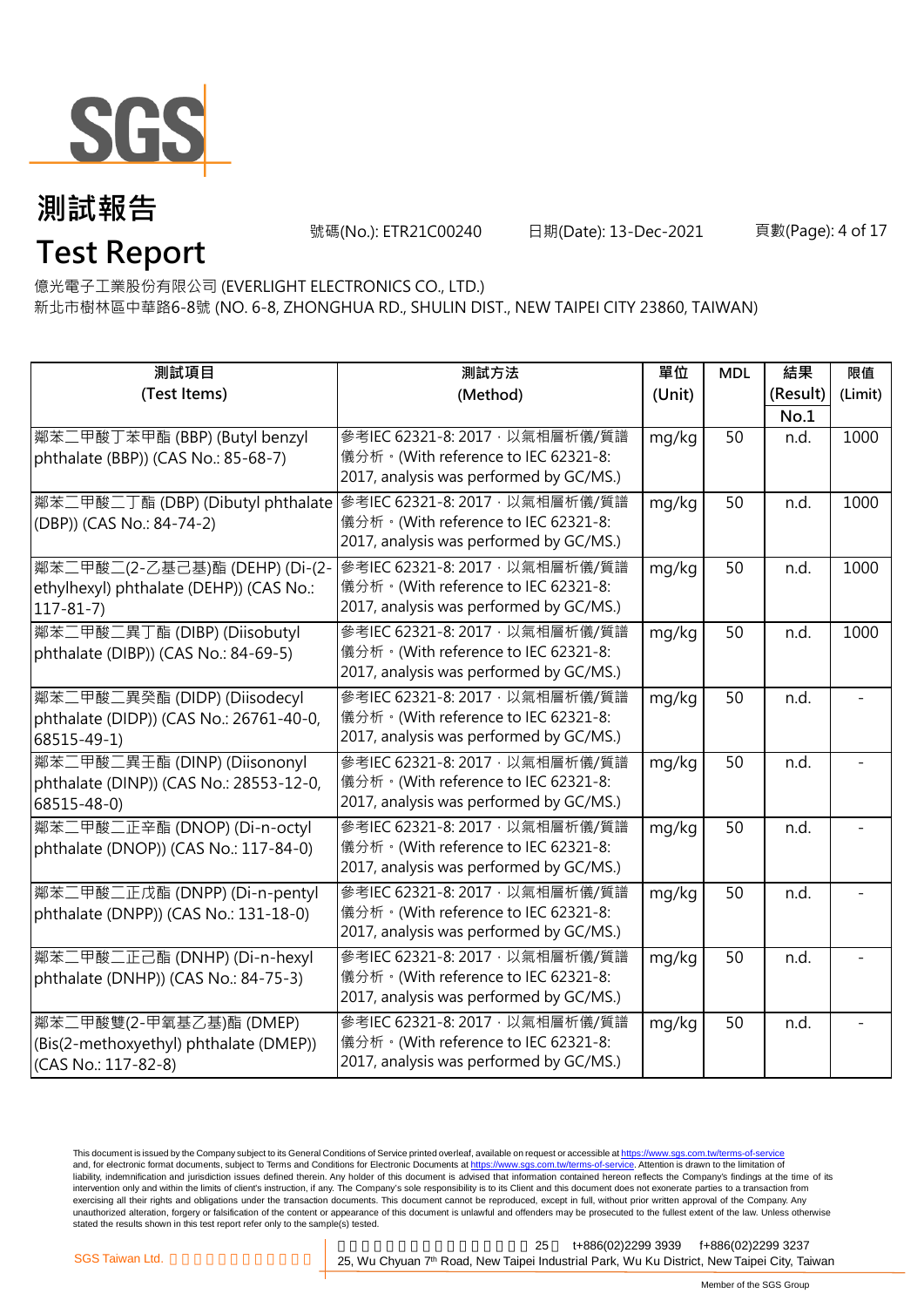# 測試報告

# Test Report

號碼(No.): ETR21C00240　　日期(Date): 13-Dec-2021

億光電子工業股份有限公司 (EVERLIGHT ELECTRONICS CO., LTD.)
新北市樹林區中華路6-8號 (NO. 6-8, ZHONGHUA RD., SHULIN DIST., NEW TAIPEI CITY 23860, TAIWAN)

| 測試項目 (Test Items) | 測試方法 (Method) | 單位 (Unit) | MDL | 結果 (Result) No.1 | 限值 (Limit) |
|---|---|---|---|---|---|
| 鄰苯二甲酸丁苯甲酯 (BBP) (Butyl benzyl phthalate (BBP)) (CAS No.: 85-68-7) | 參考IEC 62321-8: 2017，以氣相層析儀/質譜儀分析。(With reference to IEC 62321-8: 2017, analysis was performed by GC/MS.) | mg/kg | 50 | n.d. | 1000 |
| 鄰苯二甲酸二丁酯 (DBP) (Dibutyl phthalate (DBP)) (CAS No.: 84-74-2) | 參考IEC 62321-8: 2017，以氣相層析儀/質譜儀分析。(With reference to IEC 62321-8: 2017, analysis was performed by GC/MS.) | mg/kg | 50 | n.d. | 1000 |
| 鄰苯二甲酸二(2-乙基己基)酯 (DEHP) (Di-(2-ethylhexyl) phthalate (DEHP)) (CAS No.: 117-81-7) | 參考IEC 62321-8: 2017，以氣相層析儀/質譜儀分析。(With reference to IEC 62321-8: 2017, analysis was performed by GC/MS.) | mg/kg | 50 | n.d. | 1000 |
| 鄰苯二甲酸二異丁酯 (DIBP) (Diisobutyl phthalate (DIBP)) (CAS No.: 84-69-5) | 參考IEC 62321-8: 2017，以氣相層析儀/質譜儀分析。(With reference to IEC 62321-8: 2017, analysis was performed by GC/MS.) | mg/kg | 50 | n.d. | 1000 |
| 鄰苯二甲酸二異癸酯 (DIDP) (Diisodecyl phthalate (DIDP)) (CAS No.: 26761-40-0, 68515-49-1) | 參考IEC 62321-8: 2017，以氣相層析儀/質譜儀分析。(With reference to IEC 62321-8: 2017, analysis was performed by GC/MS.) | mg/kg | 50 | n.d. | - |
| 鄰苯二甲酸二異壬酯 (DINP) (Diisononyl phthalate (DINP)) (CAS No.: 28553-12-0, 68515-48-0) | 參考IEC 62321-8: 2017，以氣相層析儀/質譜儀分析。(With reference to IEC 62321-8: 2017, analysis was performed by GC/MS.) | mg/kg | 50 | n.d. | - |
| 鄰苯二甲酸二正辛酯 (DNOP) (Di-n-octyl phthalate (DNOP)) (CAS No.: 117-84-0) | 參考IEC 62321-8: 2017，以氣相層析儀/質譜儀分析。(With reference to IEC 62321-8: 2017, analysis was performed by GC/MS.) | mg/kg | 50 | n.d. | - |
| 鄰苯二甲酸二正戊酯 (DNPP) (Di-n-pentyl phthalate (DNPP)) (CAS No.: 131-18-0) | 參考IEC 62321-8: 2017，以氣相層析儀/質譜儀分析。(With reference to IEC 62321-8: 2017, analysis was performed by GC/MS.) | mg/kg | 50 | n.d. | - |
| 鄰苯二甲酸二正己酯 (DNHP) (Di-n-hexyl phthalate (DNHP)) (CAS No.: 84-75-3) | 參考IEC 62321-8: 2017，以氣相層析儀/質譜儀分析。(With reference to IEC 62321-8: 2017, analysis was performed by GC/MS.) | mg/kg | 50 | n.d. | - |
| 鄰苯二甲酸雙(2-甲氧基乙基)酯 (DMEP) (Bis(2-methoxyethyl) phthalate (DMEP)) (CAS No.: 117-82-8) | 參考IEC 62321-8: 2017，以氣相層析儀/質譜儀分析。(With reference to IEC 62321-8: 2017, analysis was performed by GC/MS.) | mg/kg | 50 | n.d. | - |

This document is issued by the Company subject to its General Conditions of Service printed overleaf, available on request or accessible at https://www.sgs.com.tw/terms-of-service and, for electronic format documents, subject to Terms and Conditions for Electronic Documents at https://www.sgs.com.tw/terms-of-service. Attention is drawn to the limitation of liability, indemnification and jurisdiction issues defined therein. Any holder of this document is advised that information contained hereon reflects the Company's findings at the time of its intervention only and within the limits of client's instruction, if any. The Company's sole responsibility is to its Client and this document does not exonerate parties to a transaction from exercising all their rights and obligations under the transaction documents. This document cannot be reproduced, except in full, without prior written approval of the Company. Any unauthorized alteration, forgery or falsification of the content or appearance of this document is unlawful and offenders may be prosecuted to the fullest extent of the law. Unless otherwise stated the results shown in this test report refer only to the sample(s) tested.

SGS Taiwan Ltd. | 25 | t+886(02)2299 3939 f+886(02)2299 3237
25, Wu Chyuan 7th Road, New Taipei Industrial Park, Wu Ku District, New Taipei City, Taiwan

Member of the SGS Group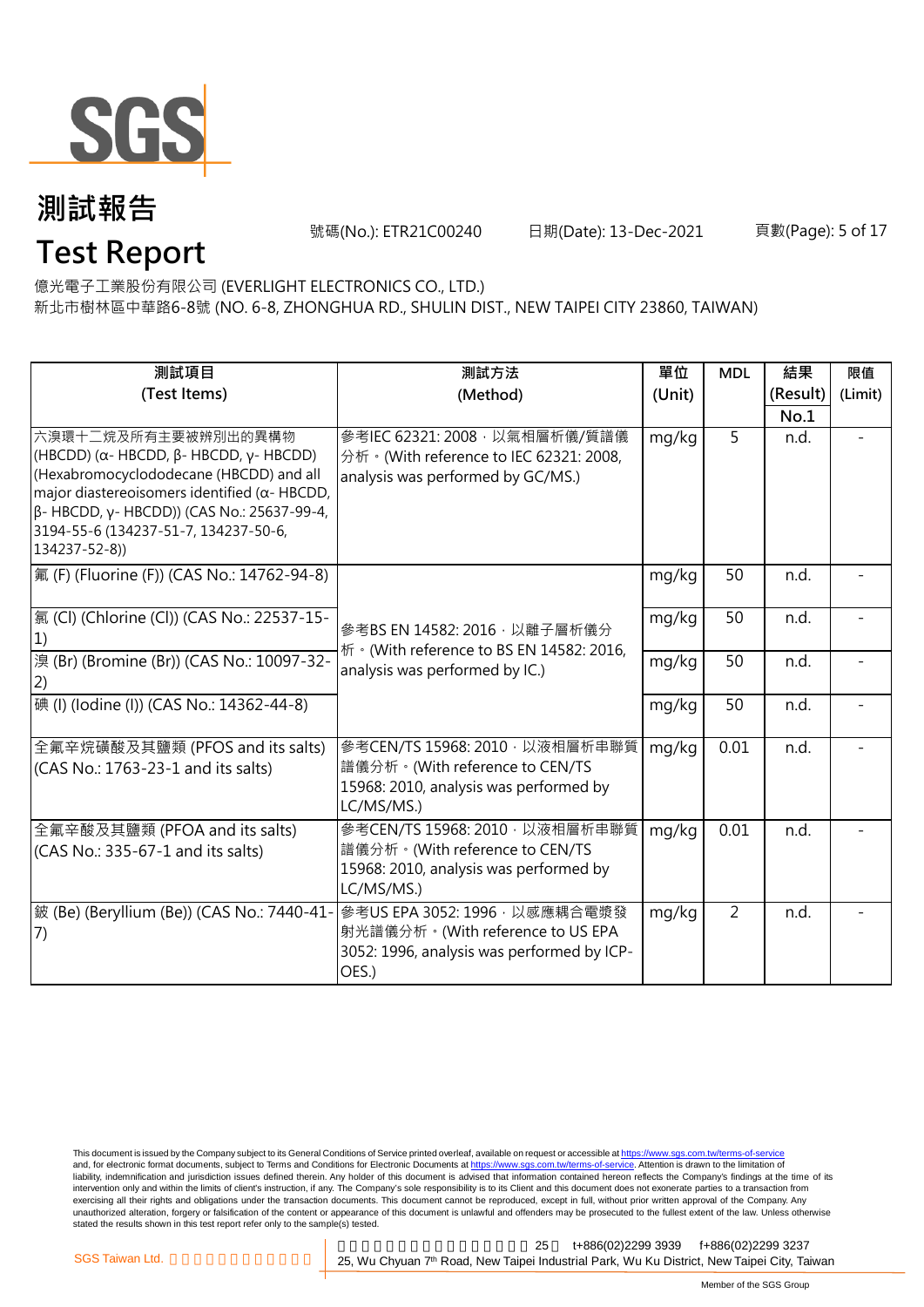# 測試報告
# Test Report

號碼(No.): ETR21C00240 日期(Date): 13-Dec-2021

億光電子工業股份有限公司 (EVERLIGHT ELECTRONICS CO., LTD.)
新北市樹林區中華路6-8號 (NO. 6-8, ZHONGHUA RD., SHULIN DIST., NEW TAIPEI CITY 23860, TAIWAN)

| 測試項目 (Test Items) | 測試方法 (Method) | 單位 (Unit) | MDL | 結果 (Result) No.1 | 限值 (Limit) |
|---|---|---|---|---|---|
| 六溴環十二烷及所有主要被辨別出的異構物 (HBCDD) (α- HBCDD, β- HBCDD, γ- HBCDD) (Hexabromocyclododecane (HBCDD) and all major diastereoisomers identified (α- HBCDD, β- HBCDD, γ- HBCDD)) (CAS No.: 25637-99-4, 3194-55-6 (134237-51-7, 134237-50-6, 134237-52-8)) | 參考IEC 62321: 2008，以氣相層析儀/質譜儀分析。(With reference to IEC 62321: 2008, analysis was performed by GC/MS.) | mg/kg | 5 | n.d. | - |
| 氟 (F) (Fluorine (F)) (CAS No.: 14762-94-8) | 參考BS EN 14582: 2016，以離子層析儀分析。(With reference to BS EN 14582: 2016, analysis was performed by IC.) | mg/kg | 50 | n.d. | - |
| 氯 (Cl) (Chlorine (Cl)) (CAS No.: 22537-15-1) | | mg/kg | 50 | n.d. | - |
| 溴 (Br) (Bromine (Br)) (CAS No.: 10097-32-2) | | mg/kg | 50 | n.d. | - |
| 碘 (I) (Iodine (I)) (CAS No.: 14362-44-8) | | mg/kg | 50 | n.d. | - |
| 全氟辛烷磺酸及其鹽類 (PFOS and its salts) (CAS No.: 1763-23-1 and its salts) | 參考CEN/TS 15968: 2010，以液相層析串聯質譜儀分析。(With reference to CEN/TS 15968: 2010, analysis was performed by LC/MS/MS.) | mg/kg | 0.01 | n.d. | - |
| 全氟辛酸及其鹽類 (PFOA and its salts) (CAS No.: 335-67-1 and its salts) | 參考CEN/TS 15968: 2010，以液相層析串聯質譜儀分析。(With reference to CEN/TS 15968: 2010, analysis was performed by LC/MS/MS.) | mg/kg | 0.01 | n.d. | - |
| 鈹 (Be) (Beryllium (Be)) (CAS No.: 7440-41-7) | 參考US EPA 3052: 1996，以感應耦合電漿發射光譜儀分析。(With reference to US EPA 3052: 1996, analysis was performed by ICP-OES.) | mg/kg | 2 | n.d. | - |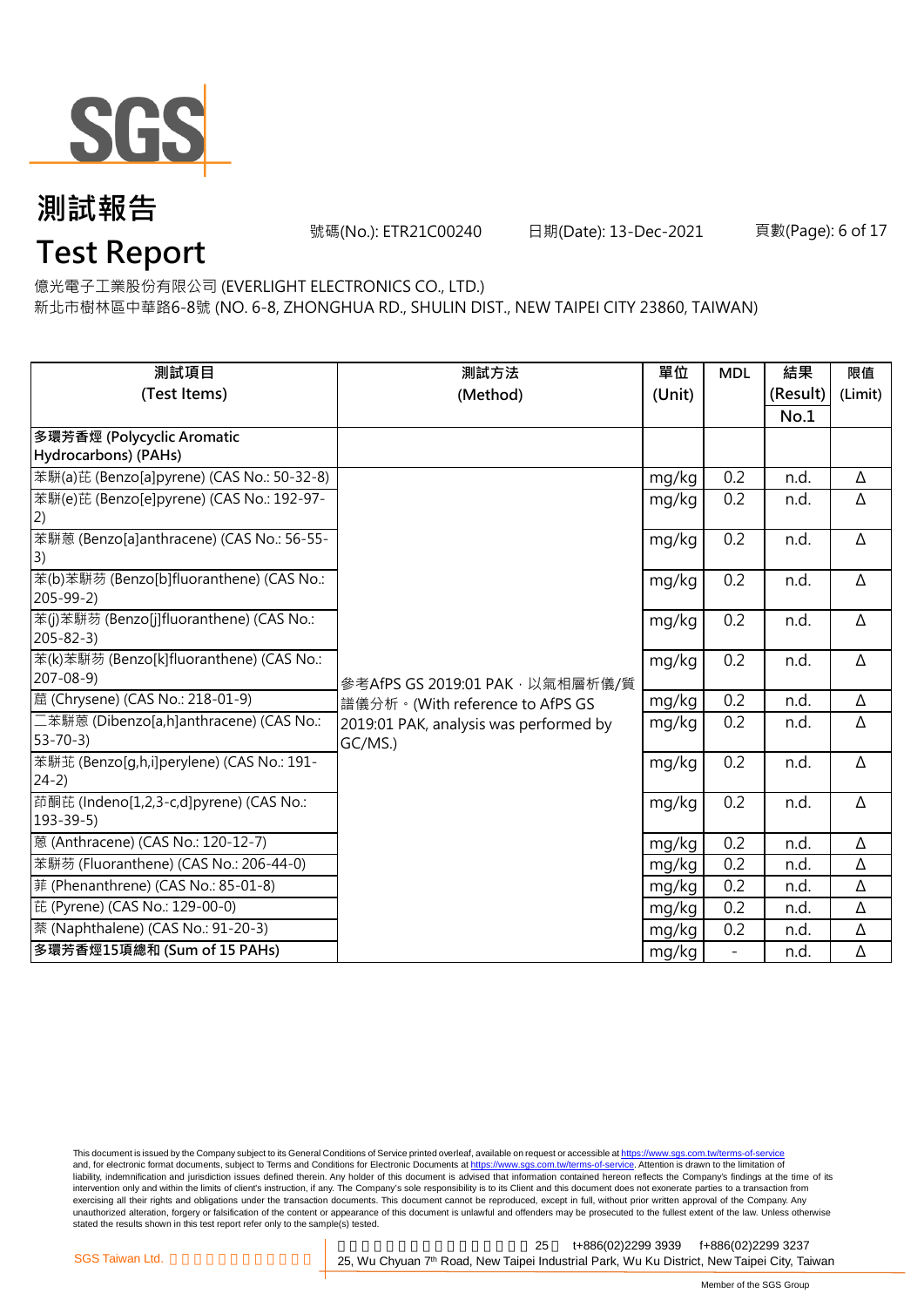# 測試報告

# Test Report

號碼(No.): ETR21C00240　　日期(Date): 13-Dec-2021

億光電子工業股份有限公司 (EVERLIGHT ELECTRONICS CO., LTD.)
新北市樹林區中華路6-8號 (NO. 6-8, ZHONGHUA RD., SHULIN DIST., NEW TAIPEI CITY 23860, TAIWAN)

| 測試項目 (Test Items) | 測試方法 (Method) | 單位 (Unit) | MDL | 結果 (Result) No.1 | 限值 (Limit) |
|---|---|---|---|---|---|
| **多環芳香烴 (Polycyclic Aromatic Hydrocarbons) (PAHs)** | | | | | |
| 苯駢(a)芘 (Benzo[a]pyrene) (CAS No.: 50-32-8) | 參考AfPS GS 2019:01 PAK，以氣相層析儀/質譜儀分析。(With reference to AfPS GS 2019:01 PAK, analysis was performed by GC/MS.) | mg/kg | 0.2 | n.d. | Δ |
| 苯駢(e)芘 (Benzo[e]pyrene) (CAS No.: 192-97-2) | | mg/kg | 0.2 | n.d. | Δ |
| 苯駢蒽 (Benzo[a]anthracene) (CAS No.: 56-55-3) | | mg/kg | 0.2 | n.d. | Δ |
| 苯(b)苯駢芴 (Benzo[b]fluoranthene) (CAS No.: 205-99-2) | | mg/kg | 0.2 | n.d. | Δ |
| 苯(j)苯駢芴 (Benzo[j]fluoranthene) (CAS No.: 205-82-3) | | mg/kg | 0.2 | n.d. | Δ |
| 苯(k)苯駢芴 (Benzo[k]fluoranthene) (CAS No.: 207-08-9) | | mg/kg | 0.2 | n.d. | Δ |
| 䓛 (Chrysene) (CAS No.: 218-01-9) | | mg/kg | 0.2 | n.d. | Δ |
| 二苯駢蒽 (Dibenzo[a,h]anthracene) (CAS No.: 53-70-3) | | mg/kg | 0.2 | n.d. | Δ |
| 苯駢苝 (Benzo[g,h,i]perylene) (CAS No.: 191-24-2) | | mg/kg | 0.2 | n.d. | Δ |
| 茚酮芘 (Indeno[1,2,3-c,d]pyrene) (CAS No.: 193-39-5) | | mg/kg | 0.2 | n.d. | Δ |
| 蒽 (Anthracene) (CAS No.: 120-12-7) | | mg/kg | 0.2 | n.d. | Δ |
| 苯駢芴 (Fluoranthene) (CAS No.: 206-44-0) | | mg/kg | 0.2 | n.d. | Δ |
| 菲 (Phenanthrene) (CAS No.: 85-01-8) | | mg/kg | 0.2 | n.d. | Δ |
| 芘 (Pyrene) (CAS No.: 129-00-0) | | mg/kg | 0.2 | n.d. | Δ |
| 萘 (Naphthalene) (CAS No.: 91-20-3) | | mg/kg | 0.2 | n.d. | Δ |
| **多環芳香烴15項總和 (Sum of 15 PAHs)** | | mg/kg | - | n.d. | Δ |

This document is issued by the Company subject to its General Conditions of Service printed overleaf, available on request or accessible at https://www.sgs.com.tw/terms-of-service and, for electronic format documents, subject to Terms and Conditions for Electronic Documents at https://www.sgs.com.tw/terms-of-service. Attention is drawn to the limitation of liability, indemnification and jurisdiction issues defined therein. Any holder of this document is advised that information contained hereon reflects the Company's findings at the time of its intervention only and within the limits of client's instruction, if any. The Company's sole responsibility is to its Client and this document does not exonerate parties to a transaction from exercising all their rights and obligations under the transaction documents. This document cannot be reproduced, except in full, without prior written approval of the Company. Any unauthorized alteration, forgery or falsification of the content or appearance of this document is unlawful and offenders may be prosecuted to the fullest extent of the law. Unless otherwise stated the results shown in this test report refer only to the sample(s) tested.

SGS Taiwan Ltd. 25, Wu Chyuan 7th Road, New Taipei Industrial Park, Wu Ku District, New Taipei City, Taiwan t+886(02)2299 3939 f+886(02)2299 3237

Member of the SGS Group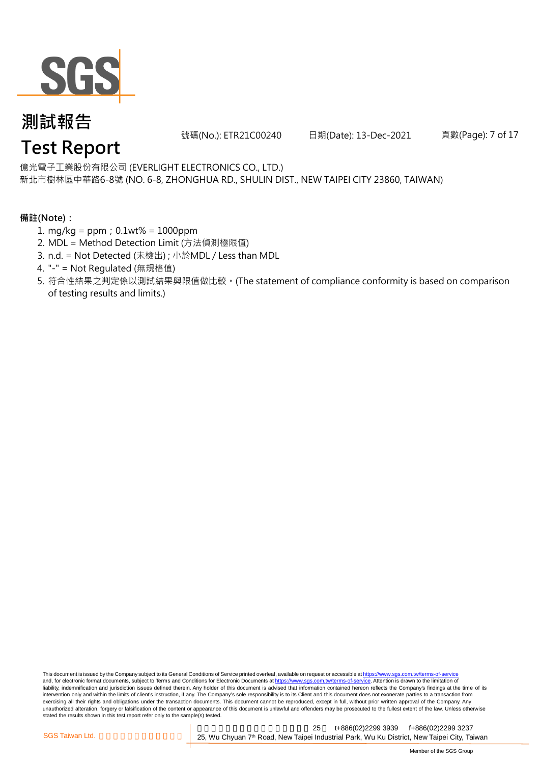億光電子工業股份有限公司 (EVERLIGHT ELECTRONICS CO., LTD.)
新北市樹林區中華路6-8號 (NO. 6-8, ZHONGHUA RD., SHULIN DIST., NEW TAIPEI CITY 23860, TAIWAN)

**備註(Note)：**

1. mg/kg = ppm；0.1wt% = 1000ppm
2. MDL = Method Detection Limit (方法偵測極限值)
3. n.d. = Not Detected (未檢出) ; 小於MDL / Less than MDL
4. "-" = Not Regulated (無規格值)
5. 符合性結果之判定係以測試結果與限值做比較。(The statement of compliance conformity is based on comparison of testing results and limits.)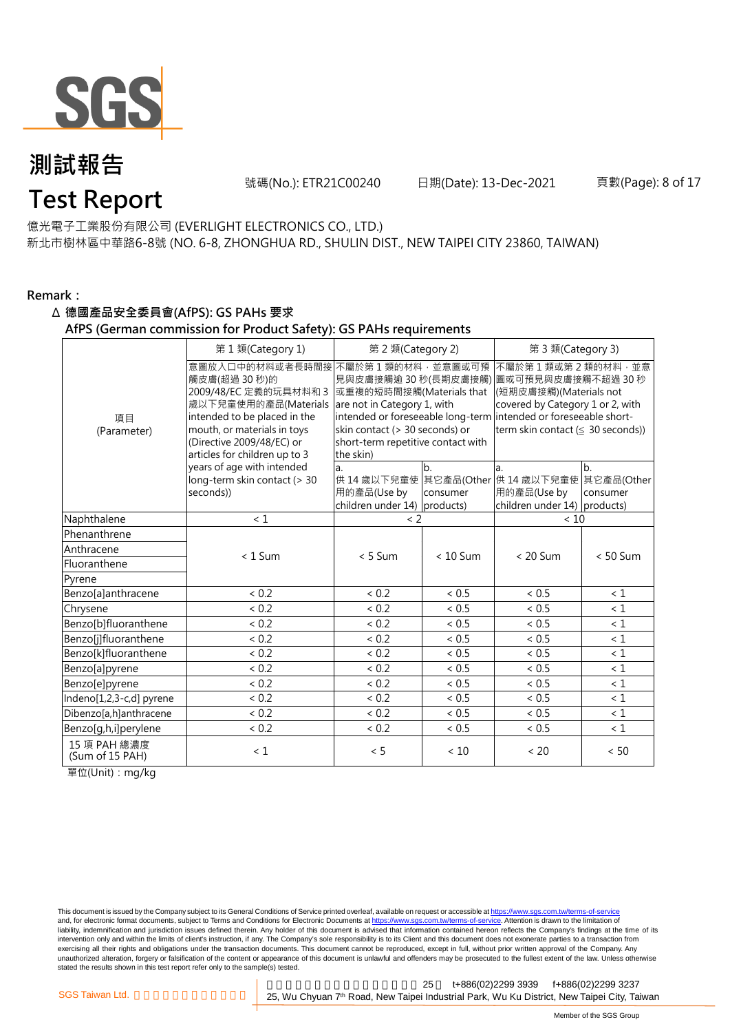# 測試報告

# Test Report

號碼(No.): ETR21C00240　　日期(Date): 13-Dec-2021

億光電子工業股份有限公司 (EVERLIGHT ELECTRONICS CO., LTD.)

新北市樹林區中華路6-8號 (NO. 6-8, ZHONGHUA RD., SHULIN DIST., NEW TAIPEI CITY 23860, TAIWAN)

**Remark：**

**Δ 德國產品安全委員會(AfPS): GS PAHs 要求**

**AfPS (German commission for Product Safety): GS PAHs requirements**

| 項目 (Parameter) | 第 1 類(Category 1) | 第 2 類(Category 2) | | 第 3 類(Category 3) | |
|---|---|---|---|---|---|
| | 意圖放入口中的材料或者長時間接觸皮膚(超過 30 秒)的 2009/48/EC 定義的玩具材料和 3 歲以下兒童使用的產品(Materials intended to be placed in the mouth, or materials in toys (Directive 2009/48/EC) or articles for children up to 3 years of age with intended long-term skin contact (> 30 seconds)) | 不屬於第 1 類的材料，並意圖或可預見與皮膚接觸逾 30 秒(長期皮膚接觸)或重複的短時間接觸(Materials that are not in Category 1, with intended or foreseeable long-term skin contact (> 30 seconds) or short-term repetitive contact with the skin) | | 不屬於第 1 類或第 2 類的材料，並意圖或可預見與皮膚接觸不超過 30 秒(短期皮膚接觸)(Materials not covered by Category 1 or 2, with intended or foreseeable short-term skin contact (≦ 30 seconds)) | |
| | | a. 供 14 歲以下兒童使用的產品(Use by children under 14) | b. 其它產品(Other consumer products) | a. 供 14 歲以下兒童使用的產品(Use by children under 14) | b. 其它產品(Other consumer products) |
| Naphthalene | < 1 | < 2 | | < 10 | |
| Phenanthrene | < 1 Sum | < 5 Sum | < 10 Sum | < 20 Sum | < 50 Sum |
| Anthracene | | | | | |
| Fluoranthene | | | | | |
| Pyrene | | | | | |
| Benzo[a]anthracene | < 0.2 | < 0.2 | < 0.5 | < 0.5 | < 1 |
| Chrysene | < 0.2 | < 0.2 | < 0.5 | < 0.5 | < 1 |
| Benzo[b]fluoranthene | < 0.2 | < 0.2 | < 0.5 | < 0.5 | < 1 |
| Benzo[j]fluoranthene | < 0.2 | < 0.2 | < 0.5 | < 0.5 | < 1 |
| Benzo[k]fluoranthene | < 0.2 | < 0.2 | < 0.5 | < 0.5 | < 1 |
| Benzo[a]pyrene | < 0.2 | < 0.2 | < 0.5 | < 0.5 | < 1 |
| Benzo[e]pyrene | < 0.2 | < 0.2 | < 0.5 | < 0.5 | < 1 |
| Indeno[1,2,3-c,d] pyrene | < 0.2 | < 0.2 | < 0.5 | < 0.5 | < 1 |
| Dibenzo[a,h]anthracene | < 0.2 | < 0.2 | < 0.5 | < 0.5 | < 1 |
| Benzo[g,h,i]perylene | < 0.2 | < 0.2 | < 0.5 | < 0.5 | < 1 |
| 15 項 PAH 總濃度 (Sum of 15 PAH) | < 1 | < 5 | < 10 | < 20 | < 50 |

單位(Unit)：mg/kg

This document is issued by the Company subject to its General Conditions of Service printed overleaf, available on request or accessible at https://www.sgs.com.tw/terms-of-service and, for electronic format documents, subject to Terms and Conditions for Electronic Documents at https://www.sgs.com.tw/terms-of-service. Attention is drawn to the limitation of liability, indemnification and jurisdiction issues defined therein. Any holder of this document is advised that information contained hereon reflects the Company's findings at the time of its intervention only and within the limits of client's instruction, if any. The Company's sole responsibility is to its Client and this document does not exonerate parties to a transaction from exercising all their rights and obligations under the transaction documents. This document cannot be reproduced, except in full, without prior written approval of the Company. Any unauthorized alteration, forgery or falsification of the content or appearance of this document is unlawful and offenders may be prosecuted to the fullest extent of the law. Unless otherwise stated the results shown in this test report refer only to the sample(s) tested.

SGS Taiwan Ltd. 25 t+886(02)2299 3939 f+886(02)2299 3237
25, Wu Chyuan 7th Road, New Taipei Industrial Park, Wu Ku District, New Taipei City, Taiwan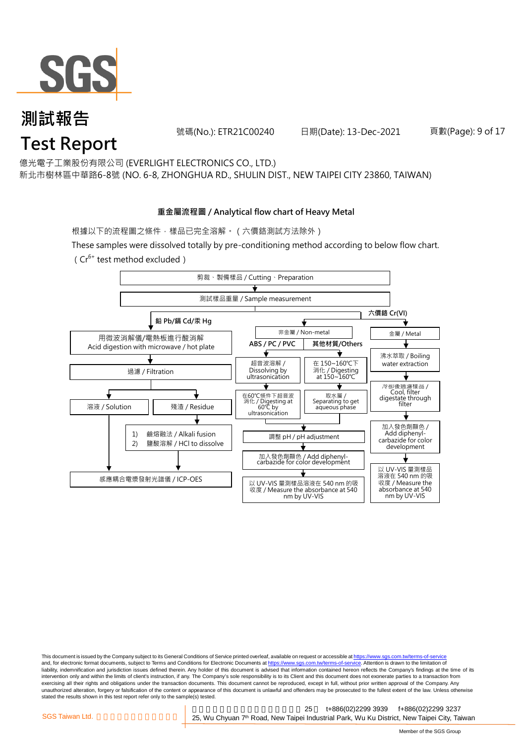# 測試報告

# Test Report

號碼(No.): ETR21C00240 日期(Date): 13-Dec-2021

億光電子工業股份有限公司 (EVERLIGHT ELECTRONICS CO., LTD.)

新北市樹林區中華路6-8號 (NO. 6-8, ZHONGHUA RD., SHULIN DIST., NEW TAIPEI CITY 23860, TAIWAN)

## 重金屬流程圖 / Analytical flow chart of Heavy Metal

根據以下的流程圖之條件，樣品已完全溶解。（六價鉻測試方法除外）

These samples were dissolved totally by pre-conditioning method according to below flow chart.

（$Cr^{6+}$ test method excluded）

剪裁、製備樣品 / Cutting、Preparation
↓
測試樣品重量 / Sample measurement

**鉛 Pb/鎘 Cd/汞 Hg**

- 用微波消解儀/電熱板進行酸消解 Acid digestion with microwave / hot plate
- ↓ 過濾 / Filtration
- ↓ 溶液 / Solution → 感應耦合電漿發射光譜儀 / ICP-OES
- ↓ 殘渣 / Residue → 1) 鹼熔融法 / Alkali fusion 2) 鹽酸溶解 / HCl to dissolve → 感應耦合電漿發射光譜儀 / ICP-OES

**六價鉻 Cr(VI)**

非金屬 / Non-metal

- **ABS / PC / PVC**: 超音波溶解 / Dissolving by ultrasonication → 在60℃條件下超音波消化 / Digesting at 60℃ by ultrasonication
- **其他材質/Others**: 在 150~160℃下消化 / Digesting at 150~160℃ → 取水層 / Separating to get aqueous phase
- → 調整 pH / pH adjustment → 加入發色劑顯色 / Add diphenyl-carbazide for color development → 以 UV-VIS 量測樣品溶液在 540 nm 的吸收度 / Measure the absorbance at 540 nm by UV-VIS

金屬 / Metal

- 沸水萃取 / Boiling water extraction → 冷卻後過濾樣品 / Cool, filter digestate through filter → 加入發色劑顯色 / Add diphenyl-carbazide for color development → 以 UV-VIS 量測樣品溶液在 540 nm 的吸收度 / Measure the absorbance at 540 nm by UV-VIS

This document is issued by the Company subject to its General Conditions of Service printed overleaf, available on request or accessible at https://www.sgs.com.tw/terms-of-service and, for electronic format documents, subject to Terms and Conditions for Electronic Documents at https://www.sgs.com.tw/terms-of-service. Attention is drawn to the limitation of liability, indemnification and jurisdiction issues defined therein. Any holder of this document is advised that information contained hereon reflects the Company's findings at the time of its intervention only and within the limits of client's instruction, if any. The Company's sole responsibility is to its Client and this document does not exonerate parties to a transaction from exercising all their rights and obligations under the transaction documents. This document cannot be reproduced, except in full, without prior written approval of the Company. Any unauthorized alteration, forgery or falsification of the content or appearance of this document is unlawful and offenders may be prosecuted to the fullest extent of the law. Unless otherwise stated the results shown in this test report refer only to the sample(s) tested.

SGS Taiwan Ltd. | 25, Wu Chyuan 7th Road, New Taipei Industrial Park, Wu Ku District, New Taipei City, Taiwan | t+886(02)2299 3939 f+886(02)2299 3237

Member of the SGS Group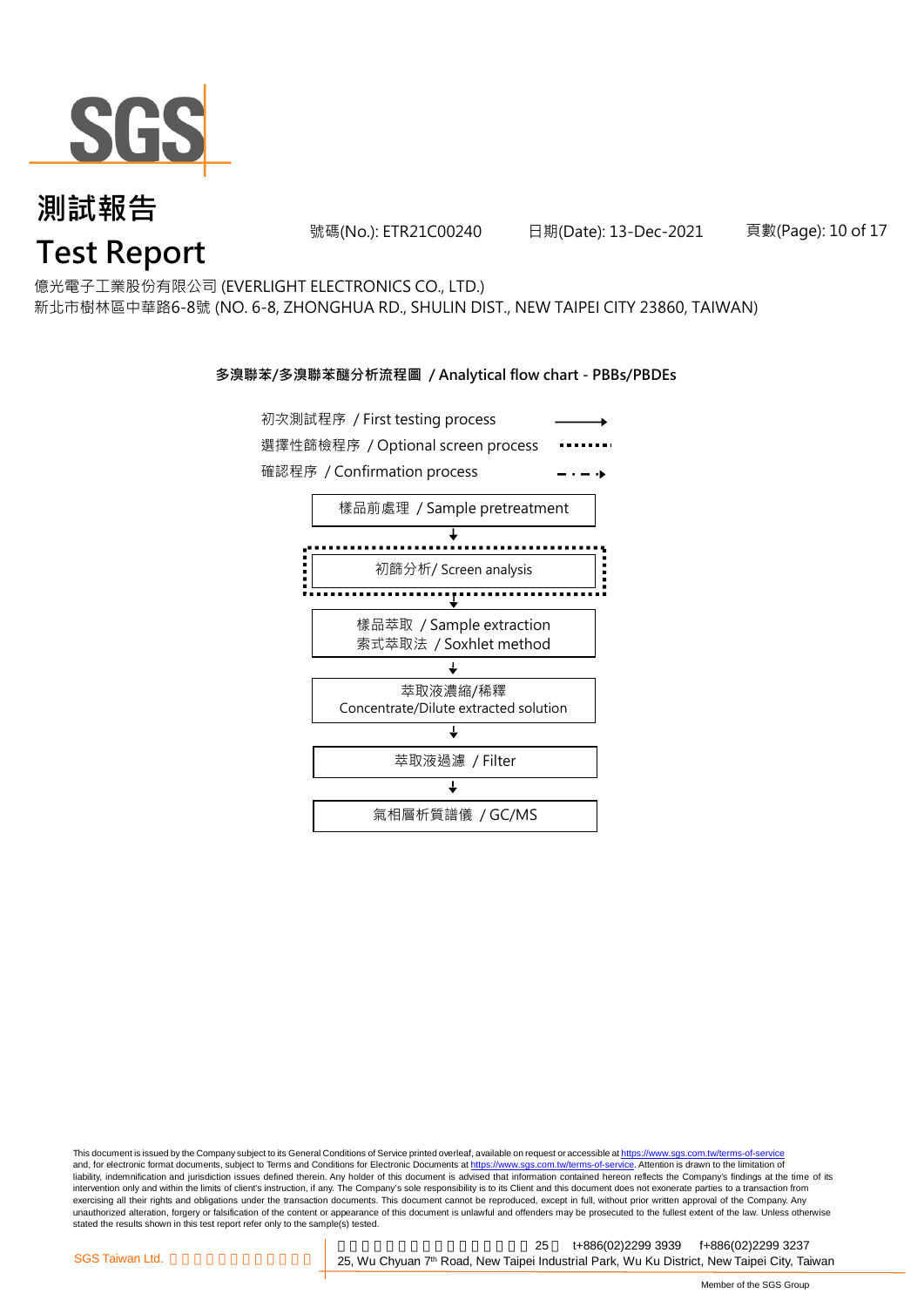# 測試報告
# Test Report

號碼(No.): ETR21C00240　　日期(Date): 13-Dec-2021

億光電子工業股份有限公司 (EVERLIGHT ELECTRONICS CO., LTD.)
新北市樹林區中華路6-8號 (NO. 6-8, ZHONGHUA RD., SHULIN DIST., NEW TAIPEI CITY 23860, TAIWAN)

**多溴聯苯/多溴聯苯醚分析流程圖 / Analytical flow chart - PBBs/PBDEs**

初次測試程序 / First testing process →
選擇性篩檢程序 / Optional screen process ⋯⋯
確認程序 / Confirmation process - · - ·→

樣品前處理 / Sample pretreatment
↓
初篩分析/ Screen analysis
↓
樣品萃取 / Sample extraction
索式萃取法 / Soxhlet method
↓
萃取液濃縮/稀釋
Concentrate/Dilute extracted solution
↓
萃取液過濾 / Filter
↓
氣相層析質譜儀 / GC/MS

This document is issued by the Company subject to its General Conditions of Service printed overleaf, available on request or accessible at https://www.sgs.com.tw/terms-of-service and, for electronic format documents, subject to Terms and Conditions for Electronic Documents at https://www.sgs.com.tw/terms-of-service. Attention is drawn to the limitation of liability, indemnification and jurisdiction issues defined therein. Any holder of this document is advised that information contained hereon reflects the Company's findings at the time of its intervention only and within the limits of client's instruction, if any. The Company's sole responsibility is to its Client and this document does not exonerate parties to a transaction from exercising all their rights and obligations under the transaction documents. This document cannot be reproduced, except in full, without prior written approval of the Company. Any unauthorized alteration, forgery or falsification of the content or appearance of this document is unlawful and offenders may be prosecuted to the fullest extent of the law. Unless otherwise stated the results shown in this test report refer only to the sample(s) tested.

SGS Taiwan Ltd. | 25, Wu Chyuan 7th Road, New Taipei Industrial Park, Wu Ku District, New Taipei City, Taiwan | t+886(02)2299 3939 f+886(02)2299 3237

Member of the SGS Group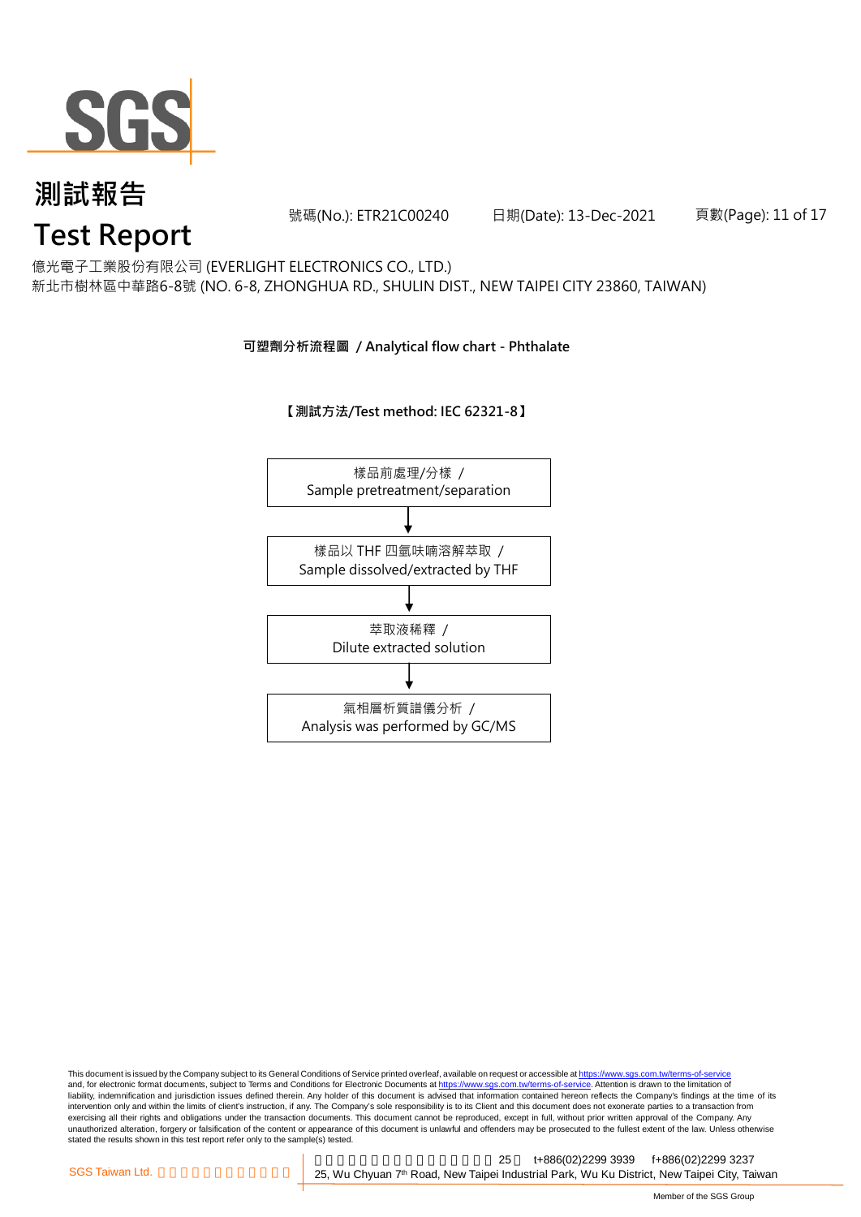# 測試報告

# Test Report

號碼(No.): ETR21C00240　　日期(Date): 13-Dec-2021

億光電子工業股份有限公司 (EVERLIGHT ELECTRONICS CO., LTD.)
新北市樹林區中華路6-8號 (NO. 6-8, ZHONGHUA RD., SHULIN DIST., NEW TAIPEI CITY 23860, TAIWAN)

**可塑劑分析流程圖 / Analytical flow chart - Phthalate**

**【測試方法/Test method: IEC 62321-8】**

樣品前處理/分樣 /
Sample pretreatment/separation

↓

樣品以 THF 四氫呋喃溶解萃取 /
Sample dissolved/extracted by THF

↓

萃取液稀釋 /
Dilute extracted solution

↓

氣相層析質譜儀分析 /
Analysis was performed by GC/MS

This document is issued by the Company subject to its General Conditions of Service printed overleaf, available on request or accessible at https://www.sgs.com.tw/terms-of-service and, for electronic format documents, subject to Terms and Conditions for Electronic Documents at https://www.sgs.com.tw/terms-of-service. Attention is drawn to the limitation of liability, indemnification and jurisdiction issues defined therein. Any holder of this document is advised that information contained hereon reflects the Company's findings at the time of its intervention only and within the limits of client's instruction, if any. The Company's sole responsibility is to its Client and this document does not exonerate parties to a transaction from exercising all their rights and obligations under the transaction documents. This document cannot be reproduced, except in full, without prior written approval of the Company. Any unauthorized alteration, forgery or falsification of the content or appearance of this document is unlawful and offenders may be prosecuted to the fullest extent of the law. Unless otherwise stated the results shown in this test report refer only to the sample(s) tested.

SGS Taiwan Ltd.　25, Wu Chyuan 7th Road, New Taipei Industrial Park, Wu Ku District, New Taipei City, Taiwan　t+886(02)2299 3939　f+886(02)2299 3237

Member of the SGS Group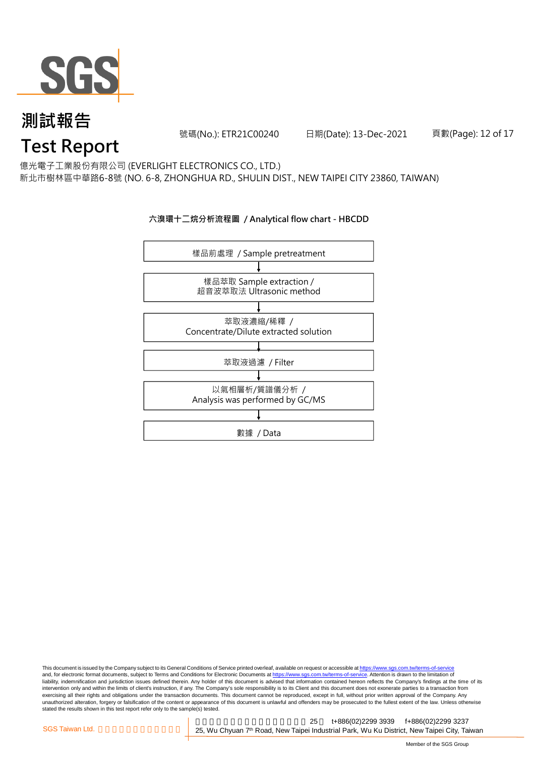# 測試報告
# Test Report

號碼(No.): ETR21C00240　　日期(Date): 13-Dec-2021

億光電子工業股份有限公司 (EVERLIGHT ELECTRONICS CO., LTD.)
新北市樹林區中華路6-8號 (NO. 6-8, ZHONGHUA RD., SHULIN DIST., NEW TAIPEI CITY 23860, TAIWAN)

**六溴環十二烷分析流程圖 / Analytical flow chart - HBCDD**

樣品前處理 / Sample pretreatment

↓

樣品萃取 Sample extraction /
超音波萃取法 Ultrasonic method

↓

萃取液濃縮/稀釋 /
Concentrate/Dilute extracted solution

↓

萃取液過濾 / Filter

↓

以氣相層析/質譜儀分析 /
Analysis was performed by GC/MS

↓

數據 / Data

This document is issued by the Company subject to its General Conditions of Service printed overleaf, available on request or accessible at https://www.sgs.com.tw/terms-of-service and, for electronic format documents, subject to Terms and Conditions for Electronic Documents at https://www.sgs.com.tw/terms-of-service. Attention is drawn to the limitation of liability, indemnification and jurisdiction issues defined therein. Any holder of this document is advised that information contained hereon reflects the Company's findings at the time of its intervention only and within the limits of client's instruction, if any. The Company's sole responsibility is to its Client and this document does not exonerate parties to a transaction from exercising all their rights and obligations under the transaction documents. This document cannot be reproduced, except in full, without prior written approval of the Company. Any unauthorized alteration, forgery or falsification of the content or appearance of this document is unlawful and offenders may be prosecuted to the fullest extent of the law. Unless otherwise stated the results shown in this test report refer only to the sample(s) tested.

SGS Taiwan Ltd. | 25, Wu Chyuan 7th Road, New Taipei Industrial Park, Wu Ku District, New Taipei City, Taiwan | t+886(02)2299 3939 | f+886(02)2299 3237

Member of the SGS Group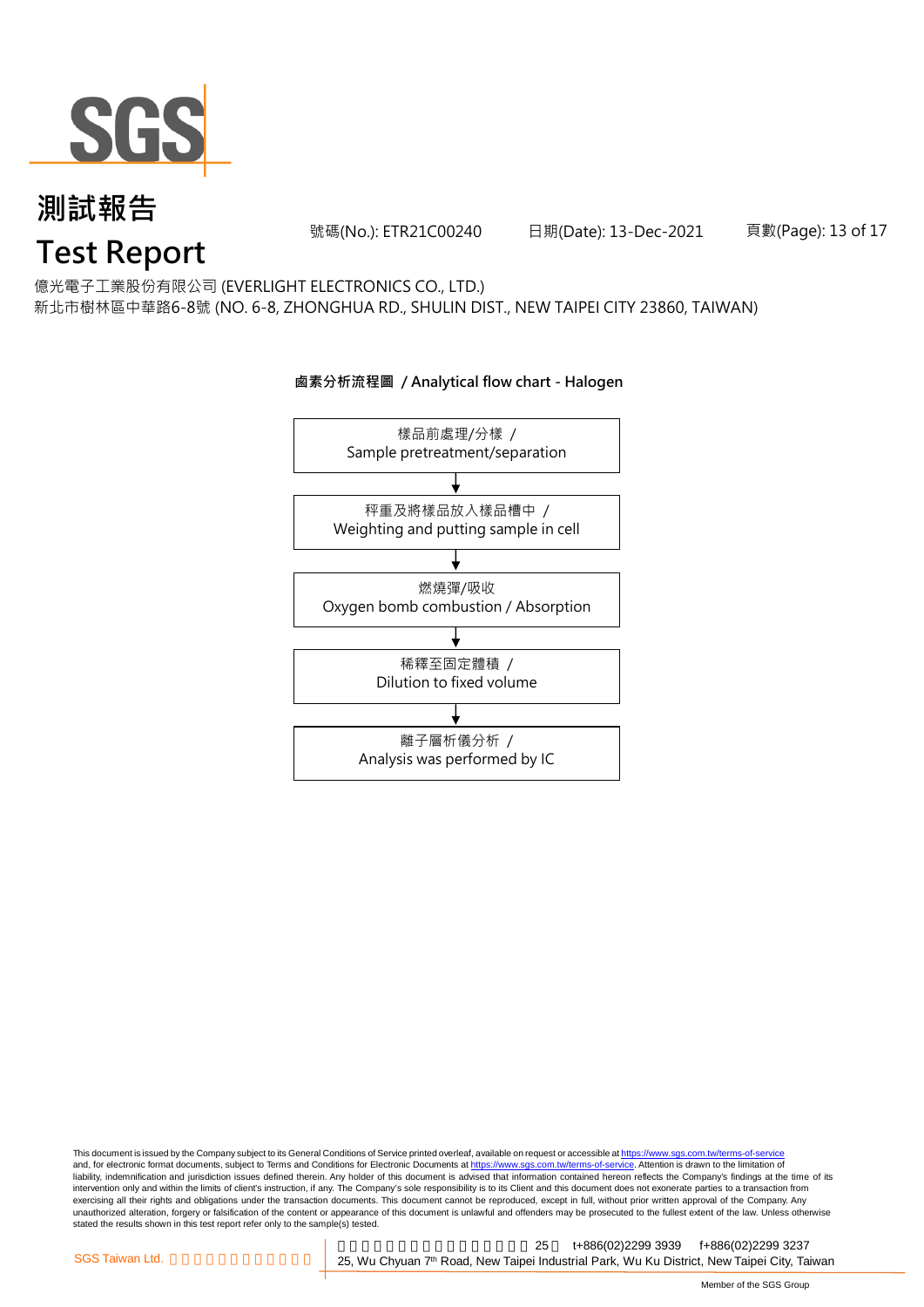# 測試報告

# Test Report

號碼(No.): ETR21C00240　　日期(Date): 13-Dec-2021

億光電子工業股份有限公司 (EVERLIGHT ELECTRONICS CO., LTD.)
新北市樹林區中華路6-8號 (NO. 6-8, ZHONGHUA RD., SHULIN DIST., NEW TAIPEI CITY 23860, TAIWAN)

**鹵素分析流程圖 / Analytical flow chart - Halogen**

樣品前處理/分樣 /
Sample pretreatment/separation

↓

秤重及將樣品放入樣品槽中 /
Weighting and putting sample in cell

↓

燃燒彈/吸收
Oxygen bomb combustion / Absorption

↓

稀釋至固定體積 /
Dilution to fixed volume

↓

離子層析儀分析 /
Analysis was performed by IC

This document is issued by the Company subject to its General Conditions of Service printed overleaf, available on request or accessible at https://www.sgs.com.tw/terms-of-service and, for electronic format documents, subject to Terms and Conditions for Electronic Documents at https://www.sgs.com.tw/terms-of-service. Attention is drawn to the limitation of liability, indemnification and jurisdiction issues defined therein. Any holder of this document is advised that information contained hereon reflects the Company's findings at the time of its intervention only and within the limits of client's instruction, if any. The Company's sole responsibility is to its Client and this document does not exonerate parties to a transaction from exercising all their rights and obligations under the transaction documents. This document cannot be reproduced, except in full, without prior written approval of the Company. Any unauthorized alteration, forgery or falsification of the content or appearance of this document is unlawful and offenders may be prosecuted to the fullest extent of the law. Unless otherwise stated the results shown in this test report refer only to the sample(s) tested.

SGS Taiwan Ltd.　25　t+886(02)2299 3939　f+886(02)2299 3237
25, Wu Chyuan 7th Road, New Taipei Industrial Park, Wu Ku District, New Taipei City, Taiwan

Member of the SGS Group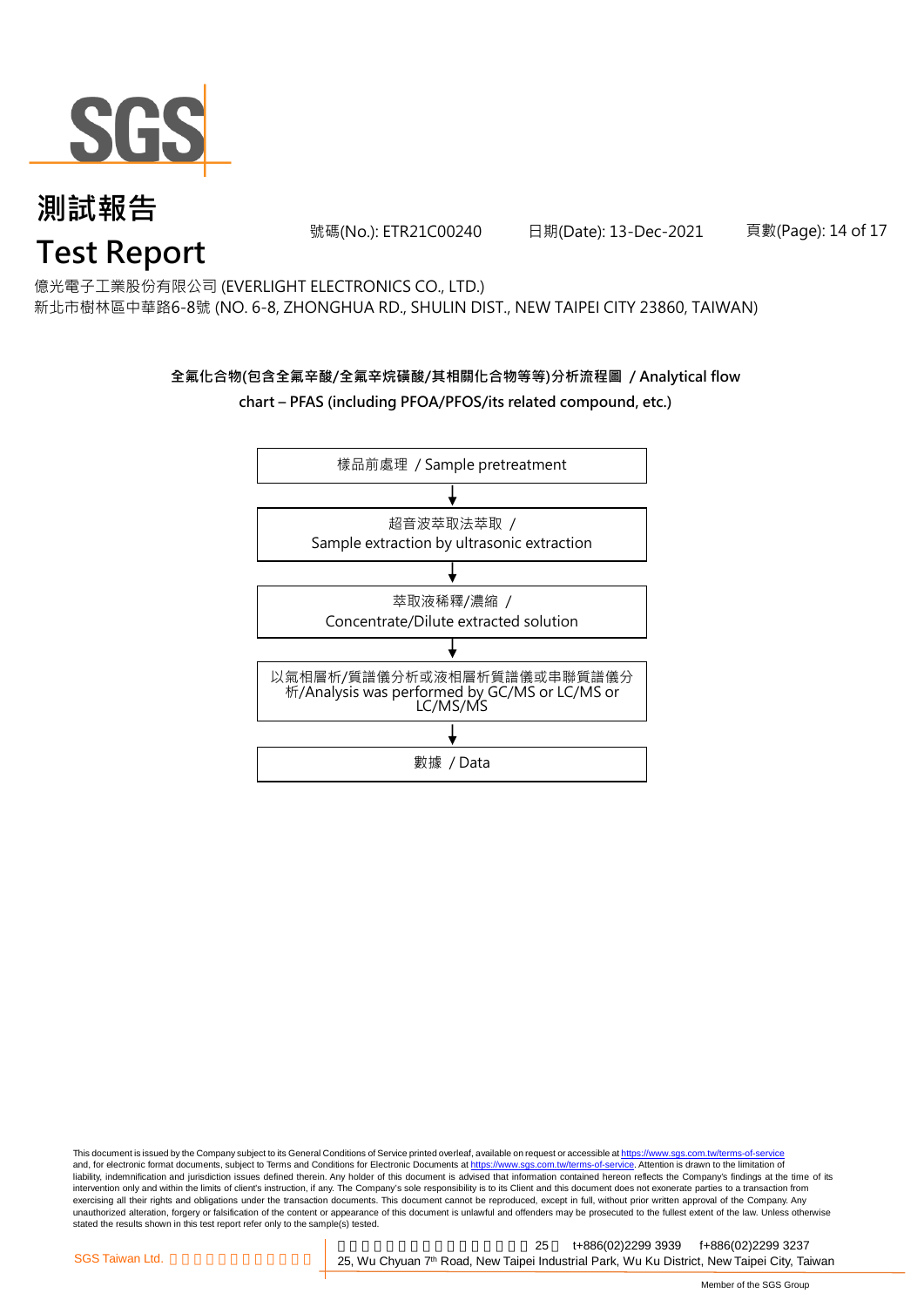# 測試報告
# Test Report

號碼(No.): ETR21C00240　　日期(Date): 13-Dec-2021

億光電子工業股份有限公司 (EVERLIGHT ELECTRONICS CO., LTD.)
新北市樹林區中華路6-8號 (NO. 6-8, ZHONGHUA RD., SHULIN DIST., NEW TAIPEI CITY 23860, TAIWAN)

**全氟化合物(包含全氟辛酸/全氟辛烷磺酸/其相關化合物等等)分析流程圖 / Analytical flow chart – PFAS (including PFOA/PFOS/its related compound, etc.)**

樣品前處理 / Sample pretreatment

↓

超音波萃取法萃取 / Sample extraction by ultrasonic extraction

↓

萃取液稀釋/濃縮 / Concentrate/Dilute extracted solution

↓

以氣相層析/質譜儀分析或液相層析質譜儀或串聯質譜儀分析/Analysis was performed by GC/MS or LC/MS or LC/MS/MS

↓

數據 / Data

This document is issued by the Company subject to its General Conditions of Service printed overleaf, available on request or accessible at https://www.sgs.com.tw/terms-of-service and, for electronic format documents, subject to Terms and Conditions for Electronic Documents at https://www.sgs.com.tw/terms-of-service. Attention is drawn to the limitation of liability, indemnification and jurisdiction issues defined therein. Any holder of this document is advised that information contained hereon reflects the Company's findings at the time of its intervention only and within the limits of client's instruction, if any. The Company's sole responsibility is to its Client and this document does not exonerate parties to a transaction from exercising all their rights and obligations under the transaction documents. This document cannot be reproduced, except in full, without prior written approval of the Company. Any unauthorized alteration, forgery or falsification of the content or appearance of this document is unlawful and offenders may be prosecuted to the fullest extent of the law. Unless otherwise stated the results shown in this test report refer only to the sample(s) tested.

SGS Taiwan Ltd. 25, Wu Chyuan 7th Road, New Taipei Industrial Park, Wu Ku District, New Taipei City, Taiwan t+886(02)2299 3939 f+886(02)2299 3237

Member of the SGS Group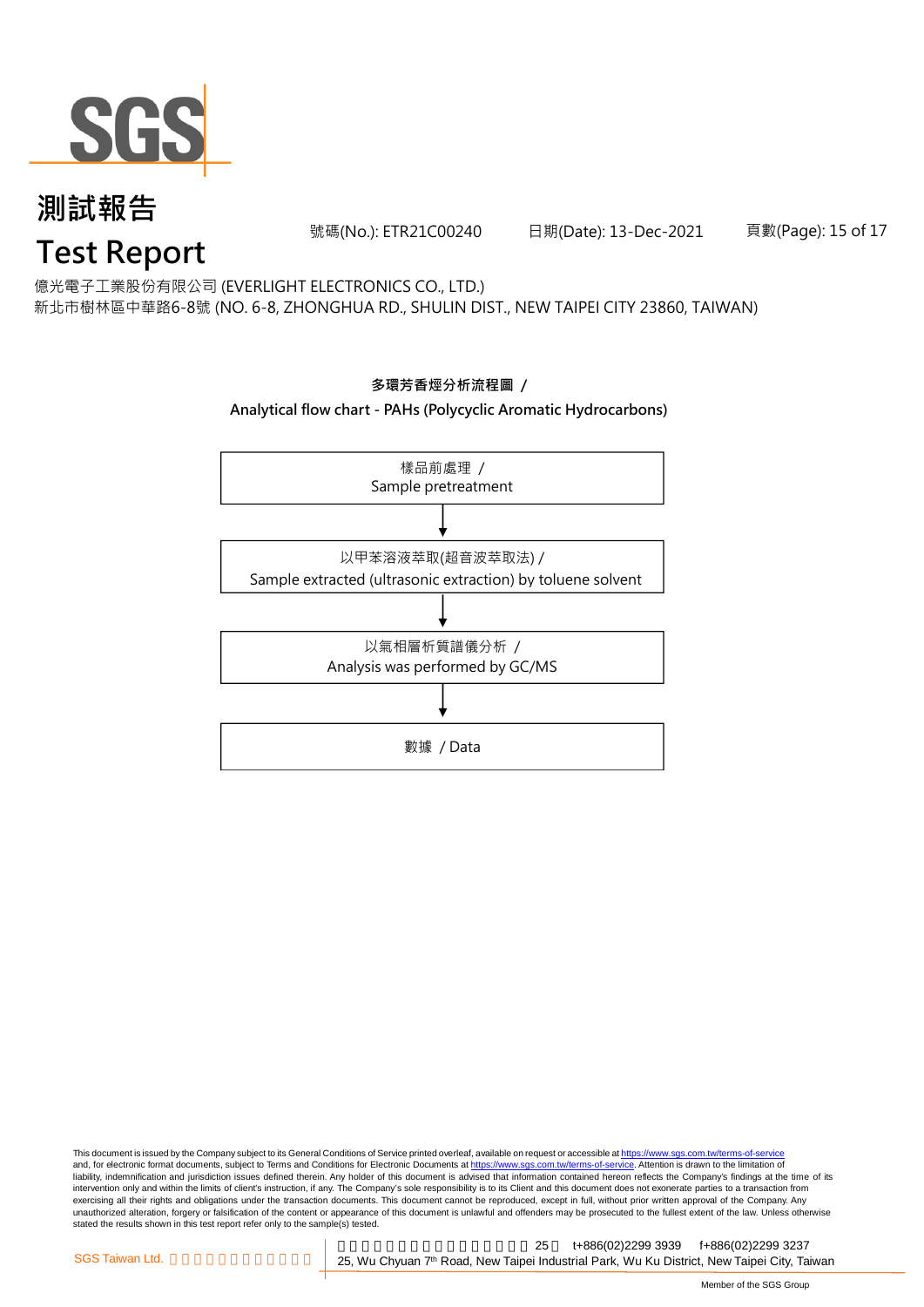# 測試報告
# Test Report

號碼(No.): ETR21C00240　　日期(Date): 13-Dec-2021

億光電子工業股份有限公司 (EVERLIGHT ELECTRONICS CO., LTD.)
新北市樹林區中華路6-8號 (NO. 6-8, ZHONGHUA RD., SHULIN DIST., NEW TAIPEI CITY 23860, TAIWAN)

**多環芳香烴分析流程圖 /**
**Analytical flow chart - PAHs (Polycyclic Aromatic Hydrocarbons)**

樣品前處理 /
Sample pretreatment

↓

以甲苯溶液萃取(超音波萃取法) /
Sample extracted (ultrasonic extraction) by toluene solvent

↓

以氣相層析質譜儀分析 /
Analysis was performed by GC/MS

↓

數據 / Data

This document is issued by the Company subject to its General Conditions of Service printed overleaf, available on request or accessible at https://www.sgs.com.tw/terms-of-service and, for electronic format documents, subject to Terms and Conditions for Electronic Documents at https://www.sgs.com.tw/terms-of-service. Attention is drawn to the limitation of liability, indemnification and jurisdiction issues defined therein. Any holder of this document is advised that information contained hereon reflects the Company's findings at the time of its intervention only and within the limits of client's instruction, if any. The Company's sole responsibility is to its Client and this document does not exonerate parties to a transaction from exercising all their rights and obligations under the transaction documents. This document cannot be reproduced, except in full, without prior written approval of the Company. Any unauthorized alteration, forgery or falsification of the content or appearance of this document is unlawful and offenders may be prosecuted to the fullest extent of the law. Unless otherwise stated the results shown in this test report refer only to the sample(s) tested.

SGS Taiwan Ltd. 台灣檢驗科技股份有限公司 | 新北市五股區新北產業園區五權七路25號 t+886(02)2299 3939 f+886(02)2299 3237
25, Wu Chyuan 7th Road, New Taipei Industrial Park, Wu Ku District, New Taipei City, Taiwan

Member of the SGS Group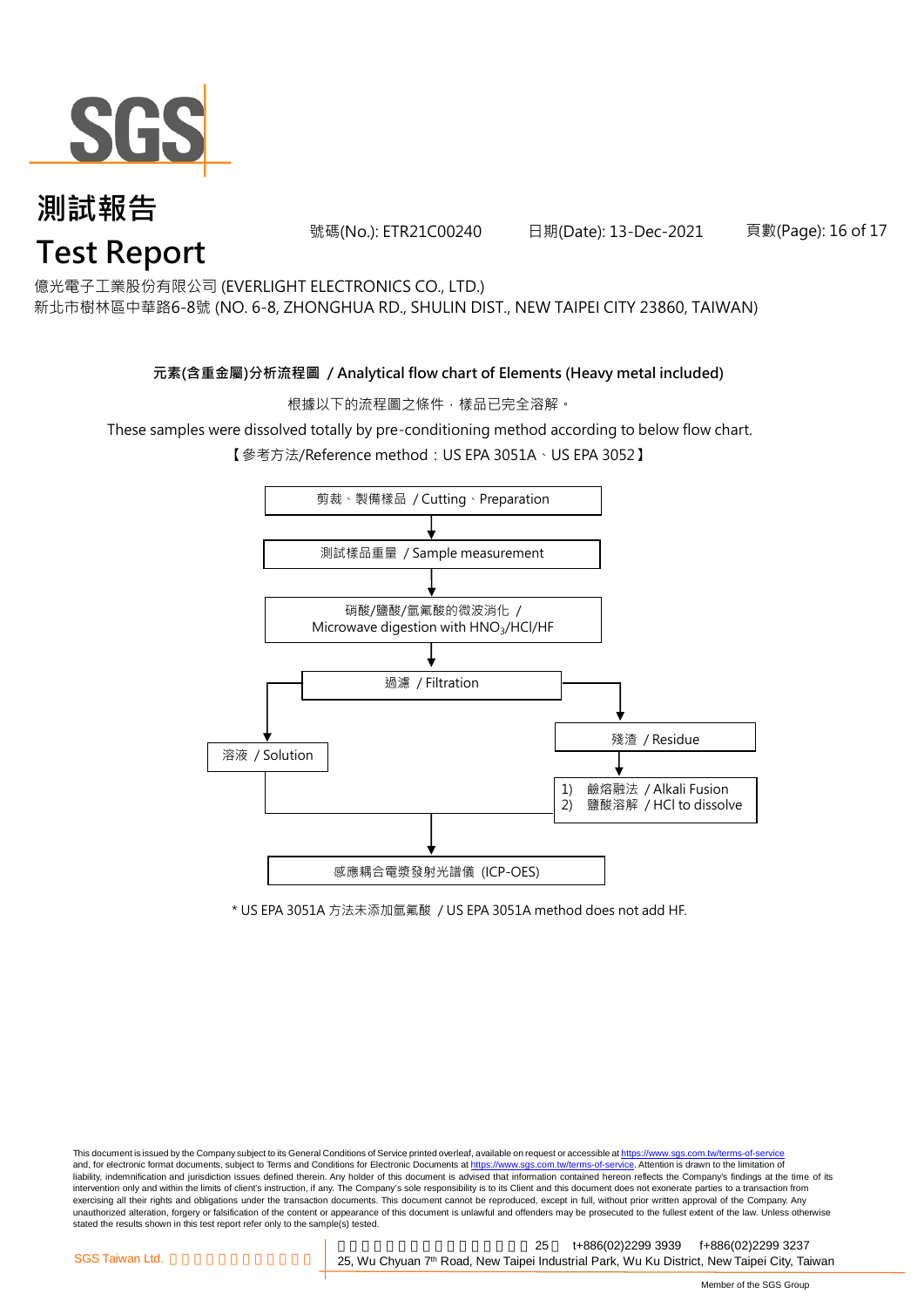# 測試報告
# Test Report

號碼(No.): ETR21C00240　　日期(Date): 13-Dec-2021

億光電子工業股份有限公司 (EVERLIGHT ELECTRONICS CO., LTD.)
新北市樹林區中華路6-8號 (NO. 6-8, ZHONGHUA RD., SHULIN DIST., NEW TAIPEI CITY 23860, TAIWAN)

**元素(含重金屬)分析流程圖 / Analytical flow chart of Elements (Heavy metal included)**

根據以下的流程圖之條件，樣品已完全溶解。

These samples were dissolved totally by pre-conditioning method according to below flow chart.

【參考方法/Reference method：US EPA 3051A、US EPA 3052】

剪裁、製備樣品 / Cutting、Preparation

↓

測試樣品重量 / Sample measurement

↓

硝酸/鹽酸/氫氟酸的微波消化 / Microwave digestion with $HNO_3$/HCl/HF

↓

過濾 / Filtration

- → 溶液 / Solution
- → 殘渣 / Residue → 1) 鹼熔融法 / Alkali Fusion 2) 鹽酸溶解 / HCl to dissolve

↓

感應耦合電漿發射光譜儀 (ICP-OES)

* US EPA 3051A 方法未添加氫氟酸 / US EPA 3051A method does not add HF.

This document is issued by the Company subject to its General Conditions of Service printed overleaf, available on request or accessible at https://www.sgs.com.tw/terms-of-service and, for electronic format documents, subject to Terms and Conditions for Electronic Documents at https://www.sgs.com.tw/terms-of-service. Attention is drawn to the limitation of liability, indemnification and jurisdiction issues defined therein. Any holder of this document is advised that information contained hereon reflects the Company's findings at the time of its intervention only and within the limits of client's instruction, if any. The Company's sole responsibility is to its Client and this document does not exonerate parties to a transaction from exercising all their rights and obligations under the transaction documents. This document cannot be reproduced, except in full, without prior written approval of the Company. Any unauthorized alteration, forgery or falsification of the content or appearance of this document is unlawful and offenders may be prosecuted to the fullest extent of the law. Unless otherwise stated the results shown in this test report refer only to the sample(s) tested.

SGS Taiwan Ltd. t+886(02)2299 3939 f+886(02)2299 3237
25, Wu Chyuan 7th Road, New Taipei Industrial Park, Wu Ku District, New Taipei City, Taiwan

Member of the SGS Group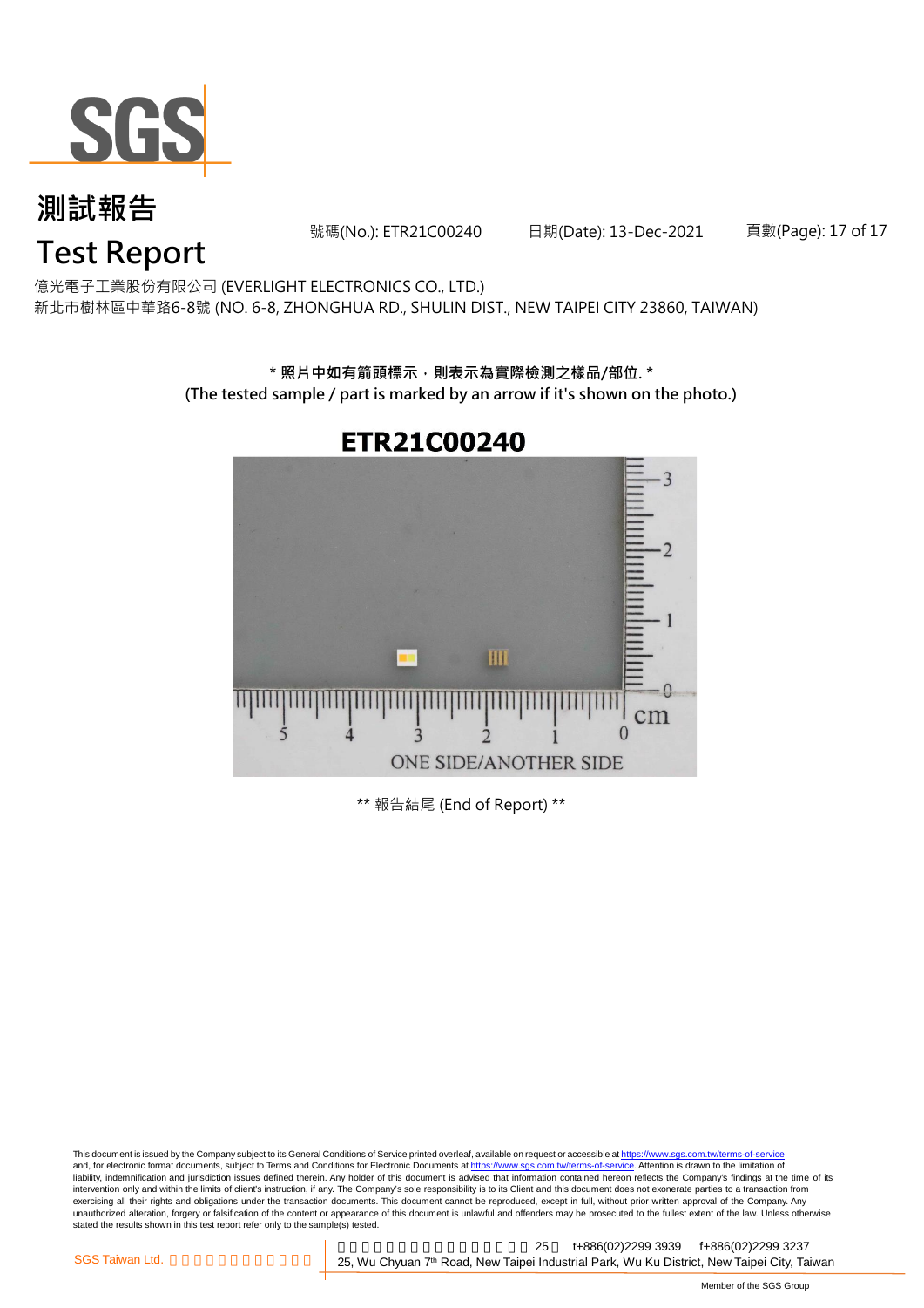# 測試報告
# Test Report

號碼(No.): ETR21C00240　　日期(Date): 13-Dec-2021

億光電子工業股份有限公司 (EVERLIGHT ELECTRONICS CO., LTD.)
新北市樹林區中華路6-8號 (NO. 6-8, ZHONGHUA RD., SHULIN DIST., NEW TAIPEI CITY 23860, TAIWAN)

**\* 照片中如有箭頭標示，則表示為實際檢測之樣品/部位. \***
**(The tested sample / part is marked by an arrow if it's shown on the photo.)**

**ETR21C00240**

ONE SIDE/ANOTHER SIDE

** 報告結尾 (End of Report) **

This document is issued by the Company subject to its General Conditions of Service printed overleaf, available on request or accessible at https://www.sgs.com.tw/terms-of-service and, for electronic format documents, subject to Terms and Conditions for Electronic Documents at https://www.sgs.com.tw/terms-of-service. Attention is drawn to the limitation of liability, indemnification and jurisdiction issues defined therein. Any holder of this document is advised that information contained hereon reflects the Company's findings at the time of its intervention only and within the limits of client's instruction, if any. The Company's sole responsibility is to its Client and this document does not exonerate parties to a transaction from exercising all their rights and obligations under the transaction documents. This document cannot be reproduced, except in full, without prior written approval of the Company. Any unauthorized alteration, forgery or falsification of the content or appearance of this document is unlawful and offenders may be prosecuted to the fullest extent of the law. Unless otherwise stated the results shown in this test report refer only to the sample(s) tested.

SGS Taiwan Ltd. 　25　t+886(02)2299 3939　f+886(02)2299 3237
25, Wu Chyuan 7th Road, New Taipei Industrial Park, Wu Ku District, New Taipei City, Taiwan

Member of the SGS Group